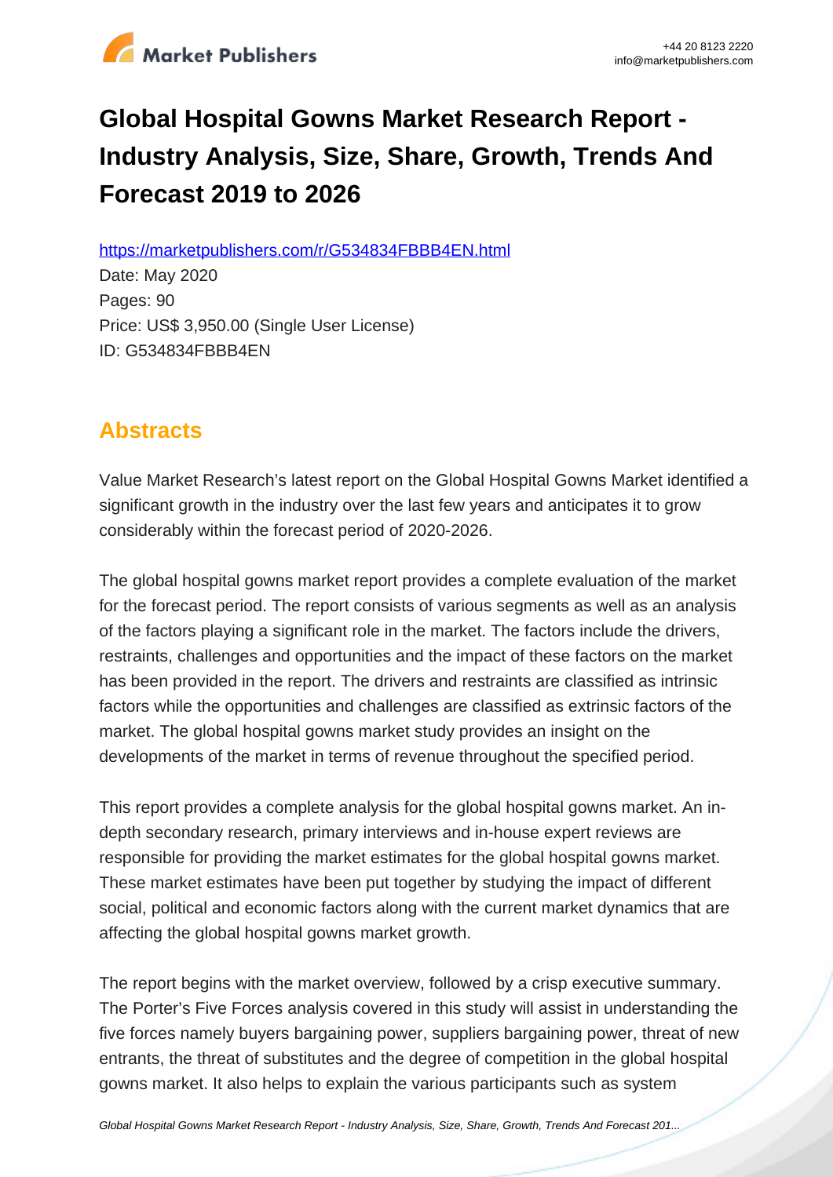# Global Hospital Gowns Market Research Report - Industry Analysis, Size, Share, Growth, Trends And Forecast 2019 to 2026

https://marketpublishers.com/r/G534834FBBB4EN.html

Date: May 2020

Pages: 90

Price: US$ 3,950.00 (Single User License)

ID: G534834FBBB4EN

## Abstracts

Value Market Research's latest report on the Global Hospital Gowns Market identified a significant growth in the industry over the last few years and anticipates it to grow considerably within the forecast period of 2020-2026.

The global hospital gowns market report provides a complete evaluation of the market for the forecast period. The report consists of various segments as well as an analysis of the factors playing a significant role in the market. The factors include the drivers, restraints, challenges and opportunities and the impact of these factors on the market has been provided in the report. The drivers and restraints are classified as intrinsic factors while the opportunities and challenges are classified as extrinsic factors of the market. The global hospital gowns market study provides an insight on the developments of the market in terms of revenue throughout the specified period.

This report provides a complete analysis for the global hospital gowns market. An in-depth secondary research, primary interviews and in-house expert reviews are responsible for providing the market estimates for the global hospital gowns market. These market estimates have been put together by studying the impact of different social, political and economic factors along with the current market dynamics that are affecting the global hospital gowns market growth.

The report begins with the market overview, followed by a crisp executive summary. The Porter's Five Forces analysis covered in this study will assist in understanding the five forces namely buyers bargaining power, suppliers bargaining power, threat of new entrants, the threat of substitutes and the degree of competition in the global hospital gowns market. It also helps to explain the various participants such as system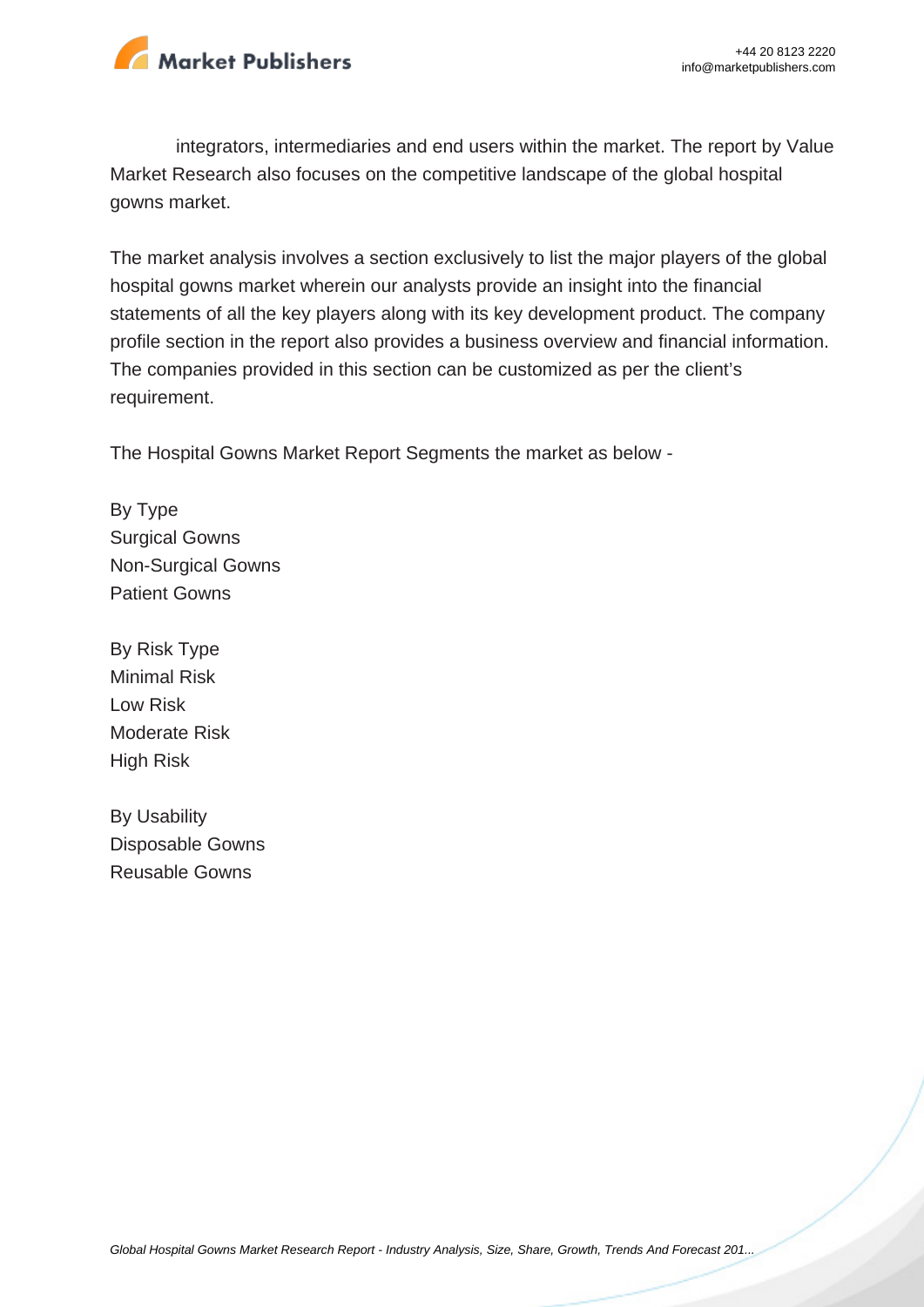integrators, intermediaries and end users within the market. The report by Value Market Research also focuses on the competitive landscape of the global hospital gowns market.

The market analysis involves a section exclusively to list the major players of the global hospital gowns market wherein our analysts provide an insight into the financial statements of all the key players along with its key development product. The company profile section in the report also provides a business overview and financial information. The companies provided in this section can be customized as per the client's requirement.

The Hospital Gowns Market Report Segments the market as below -

By Type
Surgical Gowns
Non-Surgical Gowns
Patient Gowns

By Risk Type
Minimal Risk
Low Risk
Moderate Risk
High Risk

By Usability
Disposable Gowns
Reusable Gowns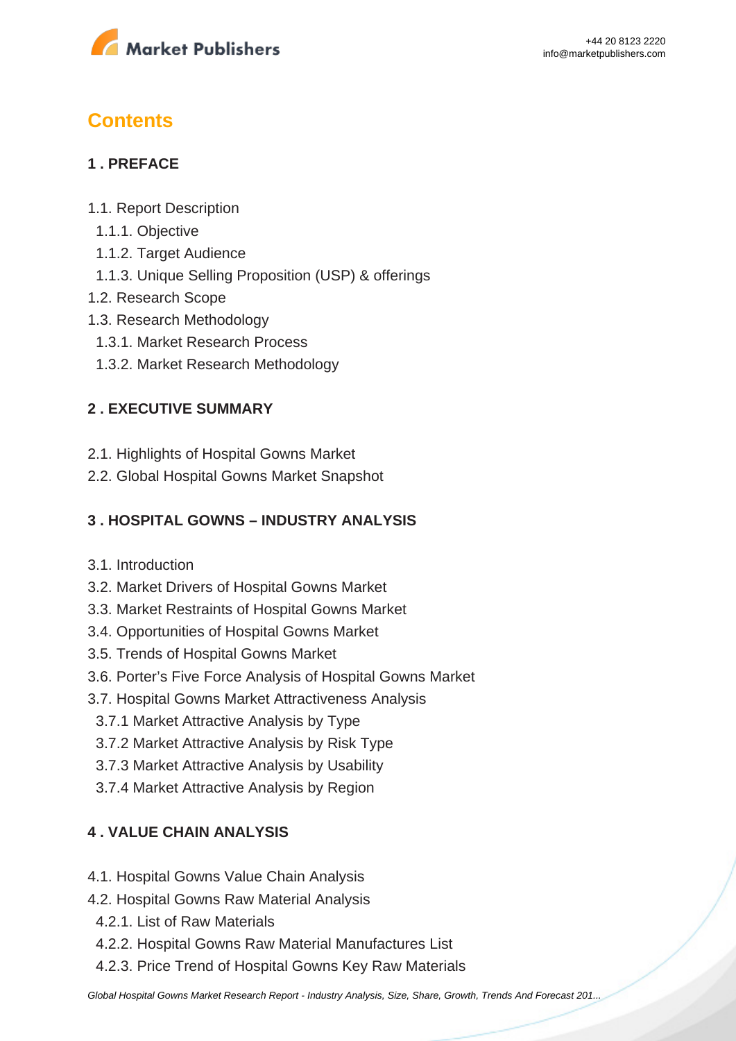# Contents

## 1 . PREFACE

- 1.1. Report Description
  - 1.1.1. Objective
  - 1.1.2. Target Audience
  - 1.1.3. Unique Selling Proposition (USP) & offerings
- 1.2. Research Scope
- 1.3. Research Methodology
  - 1.3.1. Market Research Process
  - 1.3.2. Market Research Methodology

## 2 . EXECUTIVE SUMMARY

- 2.1. Highlights of Hospital Gowns Market
- 2.2. Global Hospital Gowns Market Snapshot

## 3 . HOSPITAL GOWNS – INDUSTRY ANALYSIS

- 3.1. Introduction
- 3.2. Market Drivers of Hospital Gowns Market
- 3.3. Market Restraints of Hospital Gowns Market
- 3.4. Opportunities of Hospital Gowns Market
- 3.5. Trends of Hospital Gowns Market
- 3.6. Porter's Five Force Analysis of Hospital Gowns Market
- 3.7. Hospital Gowns Market Attractiveness Analysis
  - 3.7.1 Market Attractive Analysis by Type
  - 3.7.2 Market Attractive Analysis by Risk Type
  - 3.7.3 Market Attractive Analysis by Usability
  - 3.7.4 Market Attractive Analysis by Region

## 4 . VALUE CHAIN ANALYSIS

- 4.1. Hospital Gowns Value Chain Analysis
- 4.2. Hospital Gowns Raw Material Analysis
  - 4.2.1. List of Raw Materials
  - 4.2.2. Hospital Gowns Raw Material Manufactures List
  - 4.2.3. Price Trend of Hospital Gowns Key Raw Materials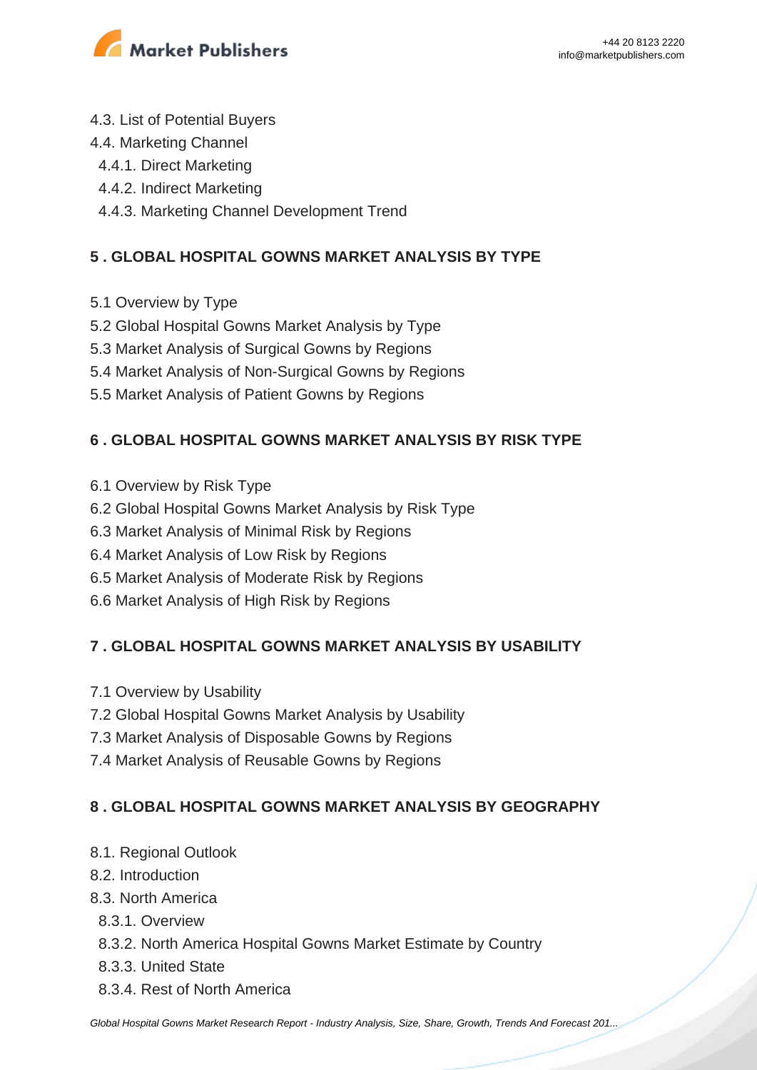4.3. List of Potential Buyers
4.4. Marketing Channel
  4.4.1. Direct Marketing
  4.4.2. Indirect Marketing
  4.4.3. Marketing Channel Development Trend

**5 . GLOBAL HOSPITAL GOWNS MARKET ANALYSIS BY TYPE**

5.1 Overview by Type
5.2 Global Hospital Gowns Market Analysis by Type
5.3 Market Analysis of Surgical Gowns by Regions
5.4 Market Analysis of Non-Surgical Gowns by Regions
5.5 Market Analysis of Patient Gowns by Regions

**6 . GLOBAL HOSPITAL GOWNS MARKET ANALYSIS BY RISK TYPE**

6.1 Overview by Risk Type
6.2 Global Hospital Gowns Market Analysis by Risk Type
6.3 Market Analysis of Minimal Risk by Regions
6.4 Market Analysis of Low Risk by Regions
6.5 Market Analysis of Moderate Risk by Regions
6.6 Market Analysis of High Risk by Regions

**7 . GLOBAL HOSPITAL GOWNS MARKET ANALYSIS BY USABILITY**

7.1 Overview by Usability
7.2 Global Hospital Gowns Market Analysis by Usability
7.3 Market Analysis of Disposable Gowns by Regions
7.4 Market Analysis of Reusable Gowns by Regions

**8 . GLOBAL HOSPITAL GOWNS MARKET ANALYSIS BY GEOGRAPHY**

8.1. Regional Outlook
8.2. Introduction
8.3. North America
  8.3.1. Overview
  8.3.2. North America Hospital Gowns Market Estimate by Country
  8.3.3. United State
  8.3.4. Rest of North America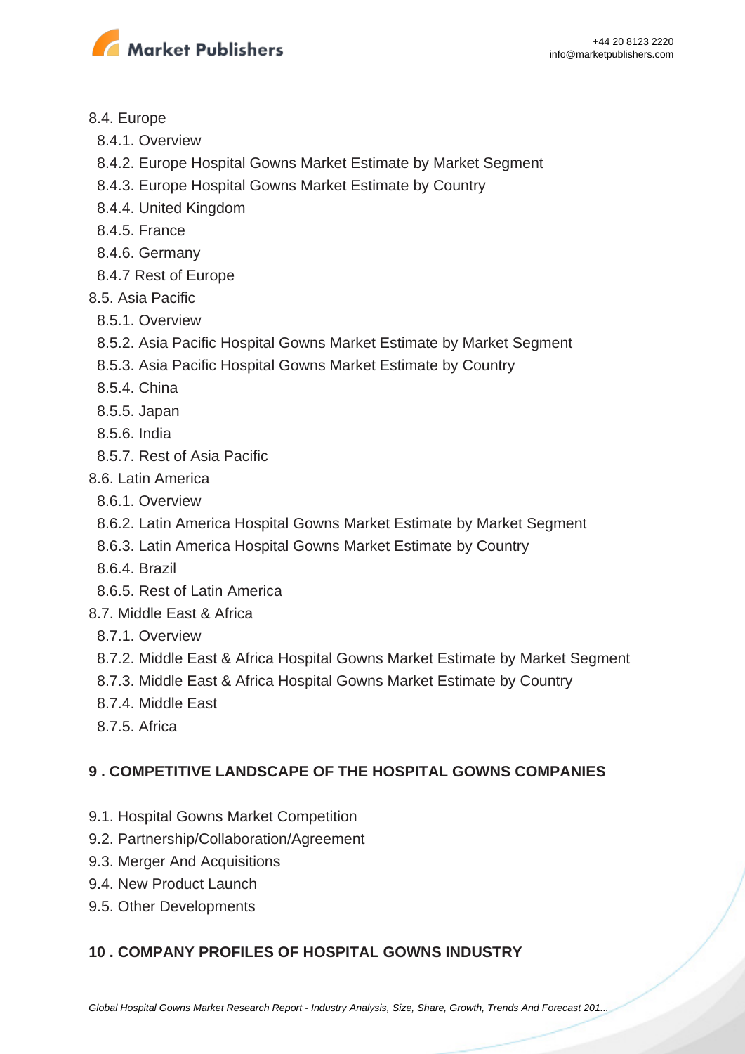- 8.4. Europe
  - 8.4.1. Overview
  - 8.4.2. Europe Hospital Gowns Market Estimate by Market Segment
  - 8.4.3. Europe Hospital Gowns Market Estimate by Country
  - 8.4.4. United Kingdom
  - 8.4.5. France
  - 8.4.6. Germany
  - 8.4.7 Rest of Europe
- 8.5. Asia Pacific
  - 8.5.1. Overview
  - 8.5.2. Asia Pacific Hospital Gowns Market Estimate by Market Segment
  - 8.5.3. Asia Pacific Hospital Gowns Market Estimate by Country
  - 8.5.4. China
  - 8.5.5. Japan
  - 8.5.6. India
  - 8.5.7. Rest of Asia Pacific
- 8.6. Latin America
  - 8.6.1. Overview
  - 8.6.2. Latin America Hospital Gowns Market Estimate by Market Segment
  - 8.6.3. Latin America Hospital Gowns Market Estimate by Country
  - 8.6.4. Brazil
  - 8.6.5. Rest of Latin America
- 8.7. Middle East & Africa
  - 8.7.1. Overview
  - 8.7.2. Middle East & Africa Hospital Gowns Market Estimate by Market Segment
  - 8.7.3. Middle East & Africa Hospital Gowns Market Estimate by Country
  - 8.7.4. Middle East
  - 8.7.5. Africa

## 9 . COMPETITIVE LANDSCAPE OF THE HOSPITAL GOWNS COMPANIES

- 9.1. Hospital Gowns Market Competition
- 9.2. Partnership/Collaboration/Agreement
- 9.3. Merger And Acquisitions
- 9.4. New Product Launch
- 9.5. Other Developments

## 10 . COMPANY PROFILES OF HOSPITAL GOWNS INDUSTRY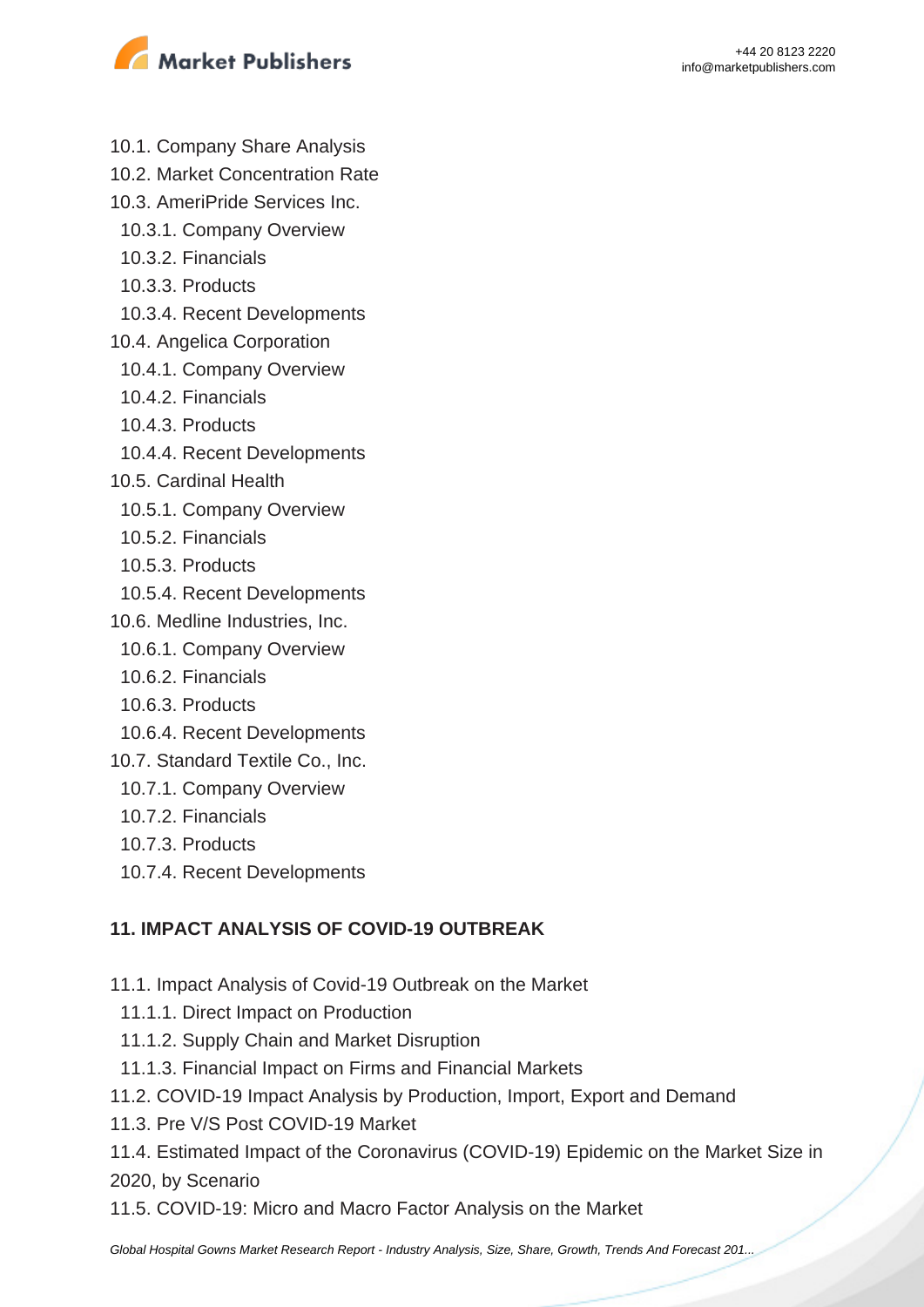10.1. Company Share Analysis
10.2. Market Concentration Rate
10.3. AmeriPride Services Inc.
  10.3.1. Company Overview
  10.3.2. Financials
  10.3.3. Products
  10.3.4. Recent Developments
10.4. Angelica Corporation
  10.4.1. Company Overview
  10.4.2. Financials
  10.4.3. Products
  10.4.4. Recent Developments
10.5. Cardinal Health
  10.5.1. Company Overview
  10.5.2. Financials
  10.5.3. Products
  10.5.4. Recent Developments
10.6. Medline Industries, Inc.
  10.6.1. Company Overview
  10.6.2. Financials
  10.6.3. Products
  10.6.4. Recent Developments
10.7. Standard Textile Co., Inc.
  10.7.1. Company Overview
  10.7.2. Financials
  10.7.3. Products
  10.7.4. Recent Developments

**11. IMPACT ANALYSIS OF COVID-19 OUTBREAK**

11.1. Impact Analysis of Covid-19 Outbreak on the Market
  11.1.1. Direct Impact on Production
  11.1.2. Supply Chain and Market Disruption
  11.1.3. Financial Impact on Firms and Financial Markets
11.2. COVID-19 Impact Analysis by Production, Import, Export and Demand
11.3. Pre V/S Post COVID-19 Market
11.4. Estimated Impact of the Coronavirus (COVID-19) Epidemic on the Market Size in 2020, by Scenario
11.5. COVID-19: Micro and Macro Factor Analysis on the Market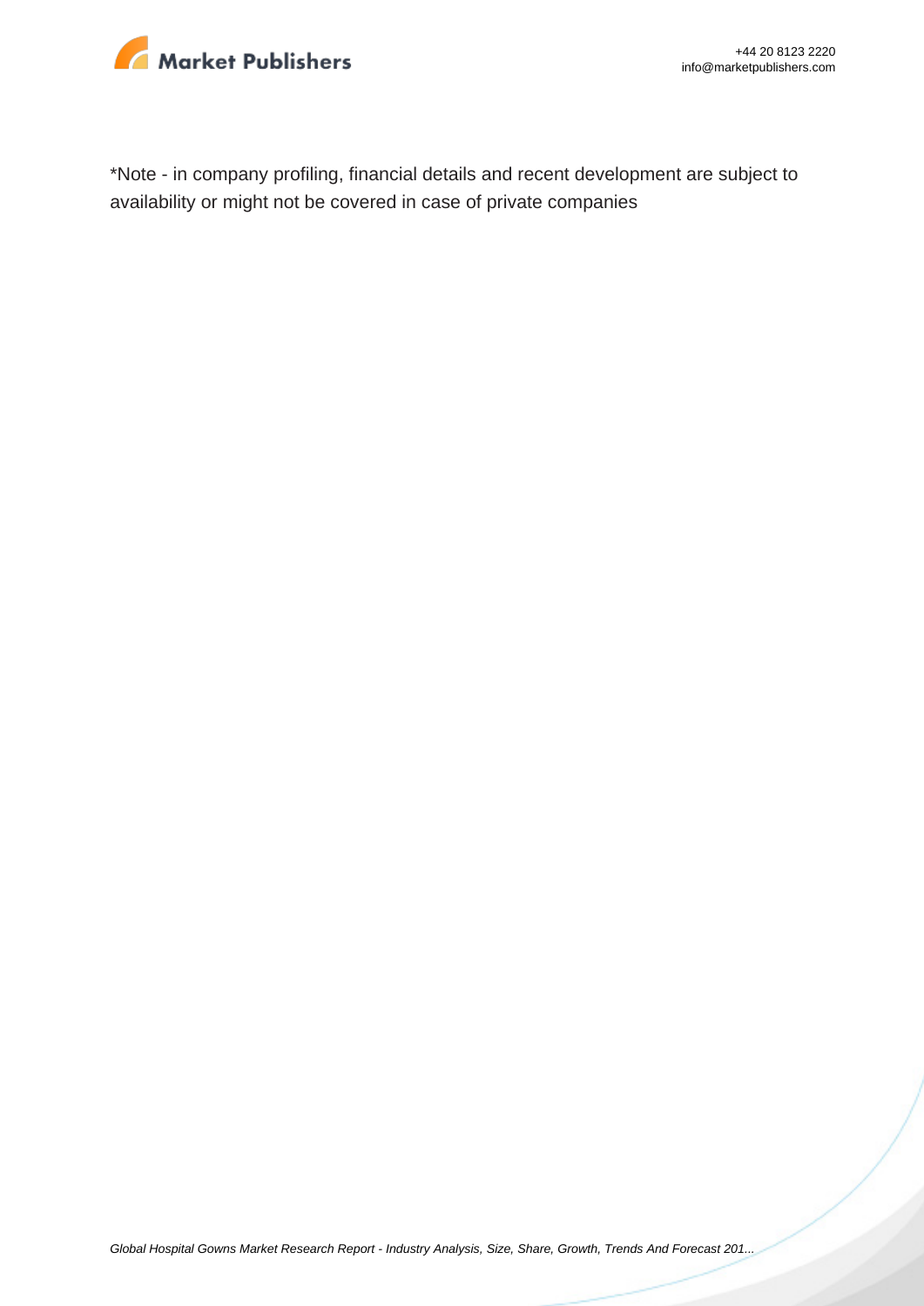*Note - in company profiling, financial details and recent development are subject to availability or might not be covered in case of private companies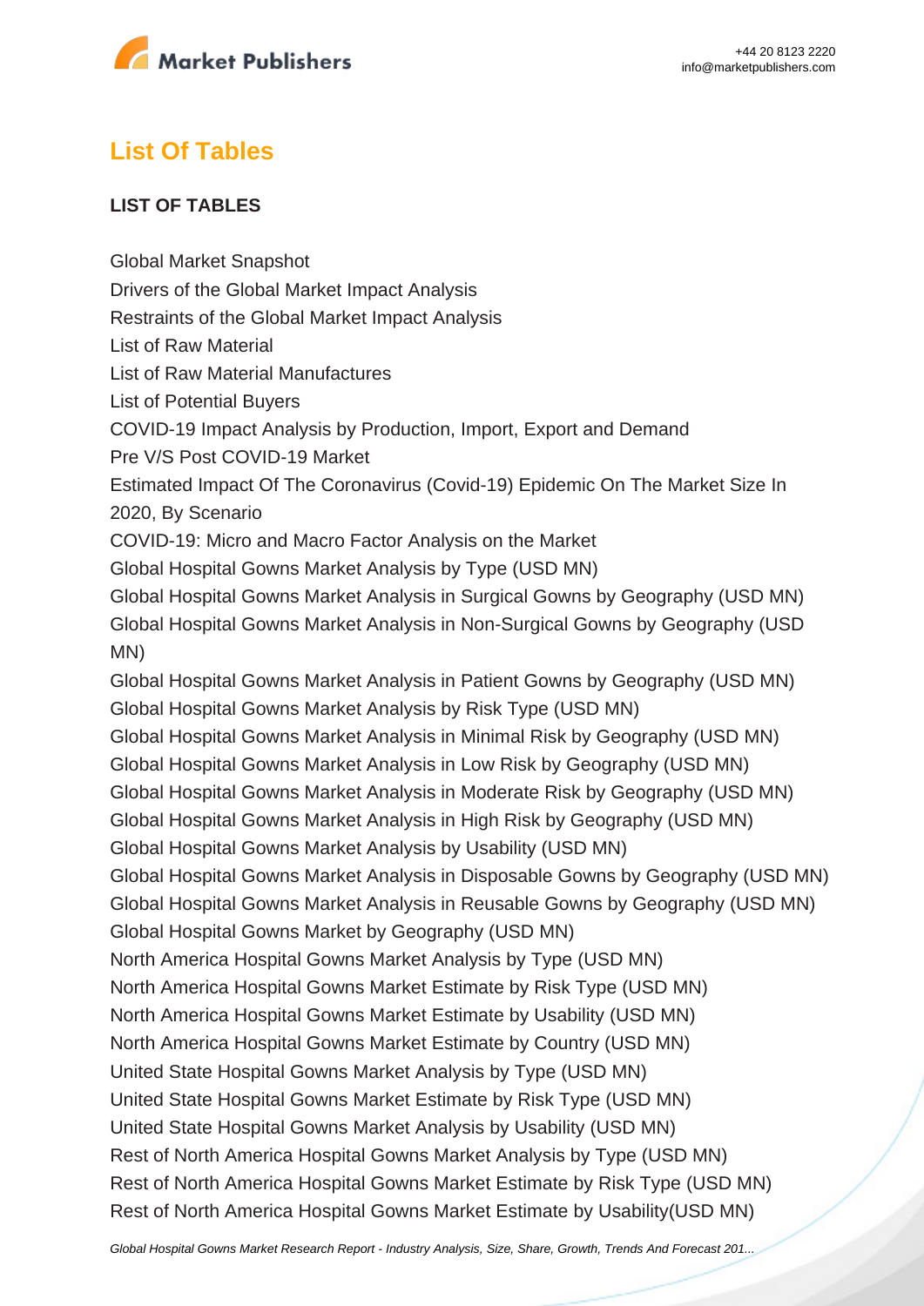## List Of Tables

**LIST OF TABLES**

Global Market Snapshot
Drivers of the Global Market Impact Analysis
Restraints of the Global Market Impact Analysis
List of Raw Material
List of Raw Material Manufactures
List of Potential Buyers
COVID-19 Impact Analysis by Production, Import, Export and Demand
Pre V/S Post COVID-19 Market
Estimated Impact Of The Coronavirus (Covid-19) Epidemic On The Market Size In 2020, By Scenario
COVID-19: Micro and Macro Factor Analysis on the Market
Global Hospital Gowns Market Analysis by Type (USD MN)
Global Hospital Gowns Market Analysis in Surgical Gowns by Geography (USD MN)
Global Hospital Gowns Market Analysis in Non-Surgical Gowns by Geography (USD MN)
Global Hospital Gowns Market Analysis in Patient Gowns by Geography (USD MN)
Global Hospital Gowns Market Analysis by Risk Type (USD MN)
Global Hospital Gowns Market Analysis in Minimal Risk by Geography (USD MN)
Global Hospital Gowns Market Analysis in Low Risk by Geography (USD MN)
Global Hospital Gowns Market Analysis in Moderate Risk by Geography (USD MN)
Global Hospital Gowns Market Analysis in High Risk by Geography (USD MN)
Global Hospital Gowns Market Analysis by Usability (USD MN)
Global Hospital Gowns Market Analysis in Disposable Gowns by Geography (USD MN)
Global Hospital Gowns Market Analysis in Reusable Gowns by Geography (USD MN)
Global Hospital Gowns Market by Geography (USD MN)
North America Hospital Gowns Market Analysis by Type (USD MN)
North America Hospital Gowns Market Estimate by Risk Type (USD MN)
North America Hospital Gowns Market Estimate by Usability (USD MN)
North America Hospital Gowns Market Estimate by Country (USD MN)
United State Hospital Gowns Market Analysis by Type (USD MN)
United State Hospital Gowns Market Estimate by Risk Type (USD MN)
United State Hospital Gowns Market Analysis by Usability (USD MN)
Rest of North America Hospital Gowns Market Analysis by Type (USD MN)
Rest of North America Hospital Gowns Market Estimate by Risk Type (USD MN)
Rest of North America Hospital Gowns Market Estimate by Usability(USD MN)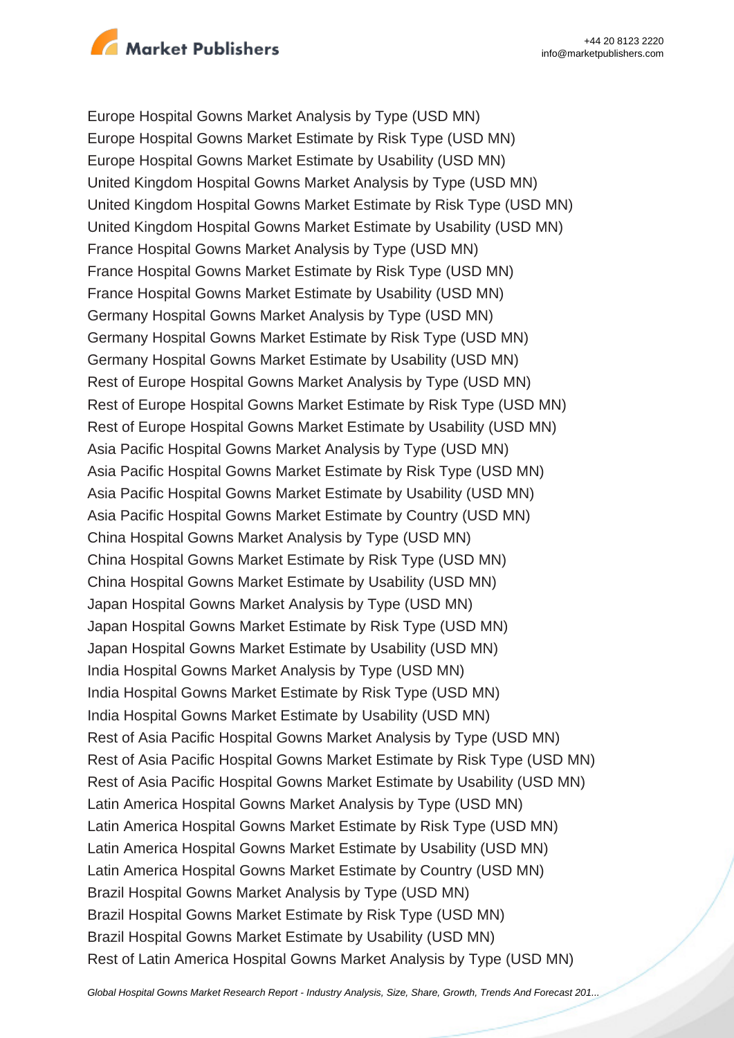Europe Hospital Gowns Market Analysis by Type (USD MN)
Europe Hospital Gowns Market Estimate by Risk Type (USD MN)
Europe Hospital Gowns Market Estimate by Usability (USD MN)
United Kingdom Hospital Gowns Market Analysis by Type (USD MN)
United Kingdom Hospital Gowns Market Estimate by Risk Type (USD MN)
United Kingdom Hospital Gowns Market Estimate by Usability (USD MN)
France Hospital Gowns Market Analysis by Type (USD MN)
France Hospital Gowns Market Estimate by Risk Type (USD MN)
France Hospital Gowns Market Estimate by Usability (USD MN)
Germany Hospital Gowns Market Analysis by Type (USD MN)
Germany Hospital Gowns Market Estimate by Risk Type (USD MN)
Germany Hospital Gowns Market Estimate by Usability (USD MN)
Rest of Europe Hospital Gowns Market Analysis by Type (USD MN)
Rest of Europe Hospital Gowns Market Estimate by Risk Type (USD MN)
Rest of Europe Hospital Gowns Market Estimate by Usability (USD MN)
Asia Pacific Hospital Gowns Market Analysis by Type (USD MN)
Asia Pacific Hospital Gowns Market Estimate by Risk Type (USD MN)
Asia Pacific Hospital Gowns Market Estimate by Usability (USD MN)
Asia Pacific Hospital Gowns Market Estimate by Country (USD MN)
China Hospital Gowns Market Analysis by Type (USD MN)
China Hospital Gowns Market Estimate by Risk Type (USD MN)
China Hospital Gowns Market Estimate by Usability (USD MN)
Japan Hospital Gowns Market Analysis by Type (USD MN)
Japan Hospital Gowns Market Estimate by Risk Type (USD MN)
Japan Hospital Gowns Market Estimate by Usability (USD MN)
India Hospital Gowns Market Analysis by Type (USD MN)
India Hospital Gowns Market Estimate by Risk Type (USD MN)
India Hospital Gowns Market Estimate by Usability (USD MN)
Rest of Asia Pacific Hospital Gowns Market Analysis by Type (USD MN)
Rest of Asia Pacific Hospital Gowns Market Estimate by Risk Type (USD MN)
Rest of Asia Pacific Hospital Gowns Market Estimate by Usability (USD MN)
Latin America Hospital Gowns Market Analysis by Type (USD MN)
Latin America Hospital Gowns Market Estimate by Risk Type (USD MN)
Latin America Hospital Gowns Market Estimate by Usability (USD MN)
Latin America Hospital Gowns Market Estimate by Country (USD MN)
Brazil Hospital Gowns Market Analysis by Type (USD MN)
Brazil Hospital Gowns Market Estimate by Risk Type (USD MN)
Brazil Hospital Gowns Market Estimate by Usability (USD MN)
Rest of Latin America Hospital Gowns Market Analysis by Type (USD MN)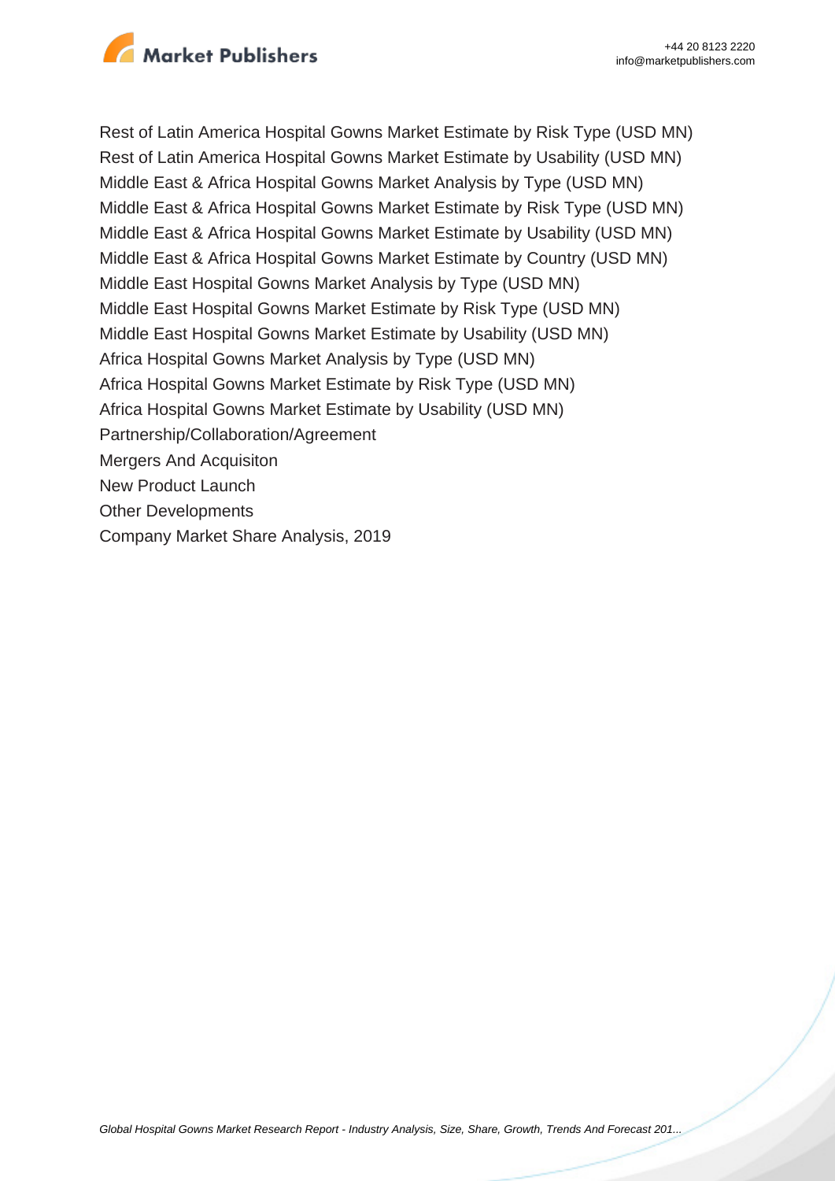Rest of Latin America Hospital Gowns Market Estimate by Risk Type (USD MN)
Rest of Latin America Hospital Gowns Market Estimate by Usability (USD MN)
Middle East & Africa Hospital Gowns Market Analysis by Type (USD MN)
Middle East & Africa Hospital Gowns Market Estimate by Risk Type (USD MN)
Middle East & Africa Hospital Gowns Market Estimate by Usability (USD MN)
Middle East & Africa Hospital Gowns Market Estimate by Country (USD MN)
Middle East Hospital Gowns Market Analysis by Type (USD MN)
Middle East Hospital Gowns Market Estimate by Risk Type (USD MN)
Middle East Hospital Gowns Market Estimate by Usability (USD MN)
Africa Hospital Gowns Market Analysis by Type (USD MN)
Africa Hospital Gowns Market Estimate by Risk Type (USD MN)
Africa Hospital Gowns Market Estimate by Usability (USD MN)
Partnership/Collaboration/Agreement
Mergers And Acquisiton
New Product Launch
Other Developments
Company Market Share Analysis, 2019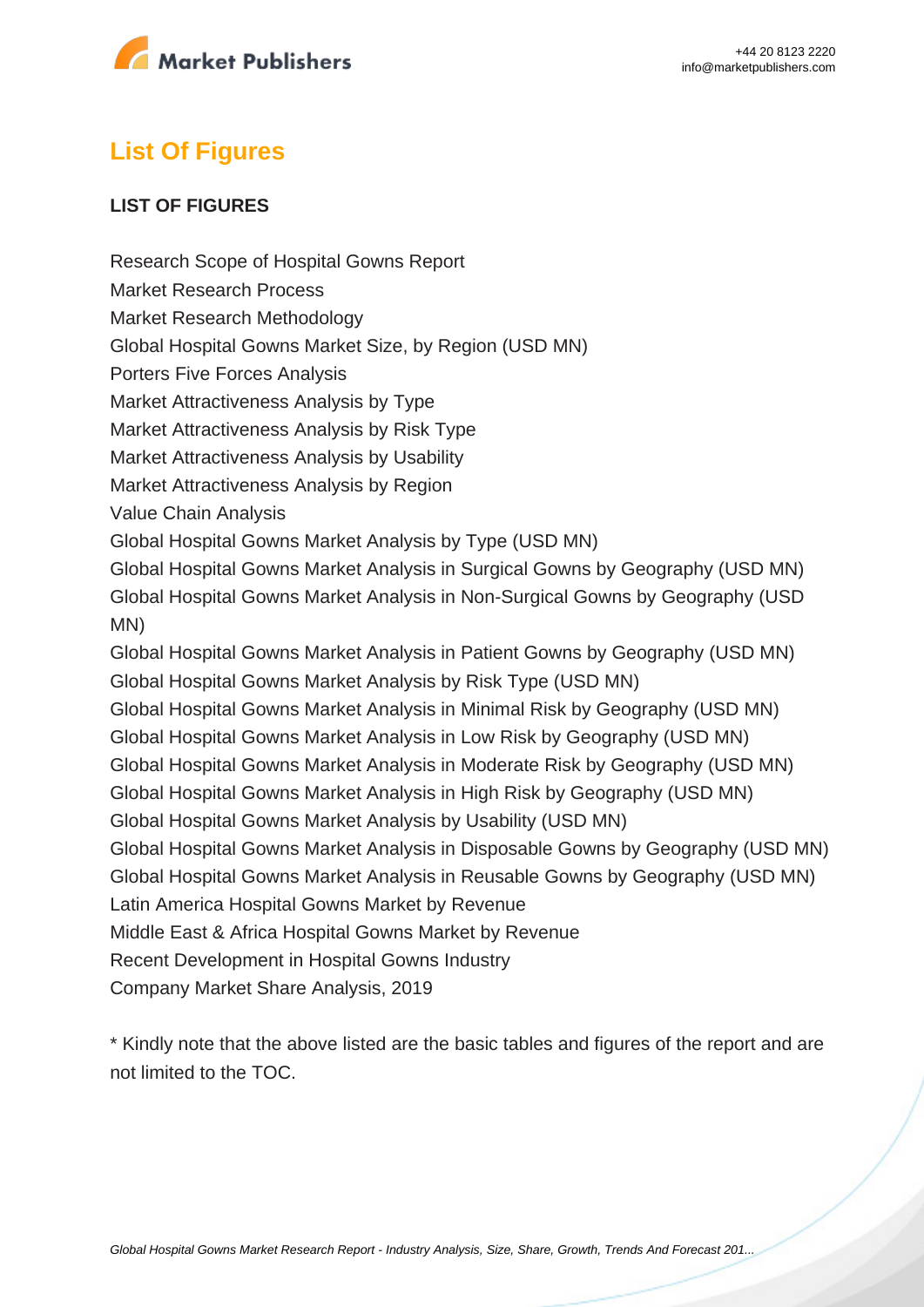## List Of Figures

**LIST OF FIGURES**

Research Scope of Hospital Gowns Report
Market Research Process
Market Research Methodology
Global Hospital Gowns Market Size, by Region (USD MN)
Porters Five Forces Analysis
Market Attractiveness Analysis by Type
Market Attractiveness Analysis by Risk Type
Market Attractiveness Analysis by Usability
Market Attractiveness Analysis by Region
Value Chain Analysis
Global Hospital Gowns Market Analysis by Type (USD MN)
Global Hospital Gowns Market Analysis in Surgical Gowns by Geography (USD MN)
Global Hospital Gowns Market Analysis in Non-Surgical Gowns by Geography (USD MN)
Global Hospital Gowns Market Analysis in Patient Gowns by Geography (USD MN)
Global Hospital Gowns Market Analysis by Risk Type (USD MN)
Global Hospital Gowns Market Analysis in Minimal Risk by Geography (USD MN)
Global Hospital Gowns Market Analysis in Low Risk by Geography (USD MN)
Global Hospital Gowns Market Analysis in Moderate Risk by Geography (USD MN)
Global Hospital Gowns Market Analysis in High Risk by Geography (USD MN)
Global Hospital Gowns Market Analysis by Usability (USD MN)
Global Hospital Gowns Market Analysis in Disposable Gowns by Geography (USD MN)
Global Hospital Gowns Market Analysis in Reusable Gowns by Geography (USD MN)
Latin America Hospital Gowns Market by Revenue
Middle East & Africa Hospital Gowns Market by Revenue
Recent Development in Hospital Gowns Industry
Company Market Share Analysis, 2019

* Kindly note that the above listed are the basic tables and figures of the report and are not limited to the TOC.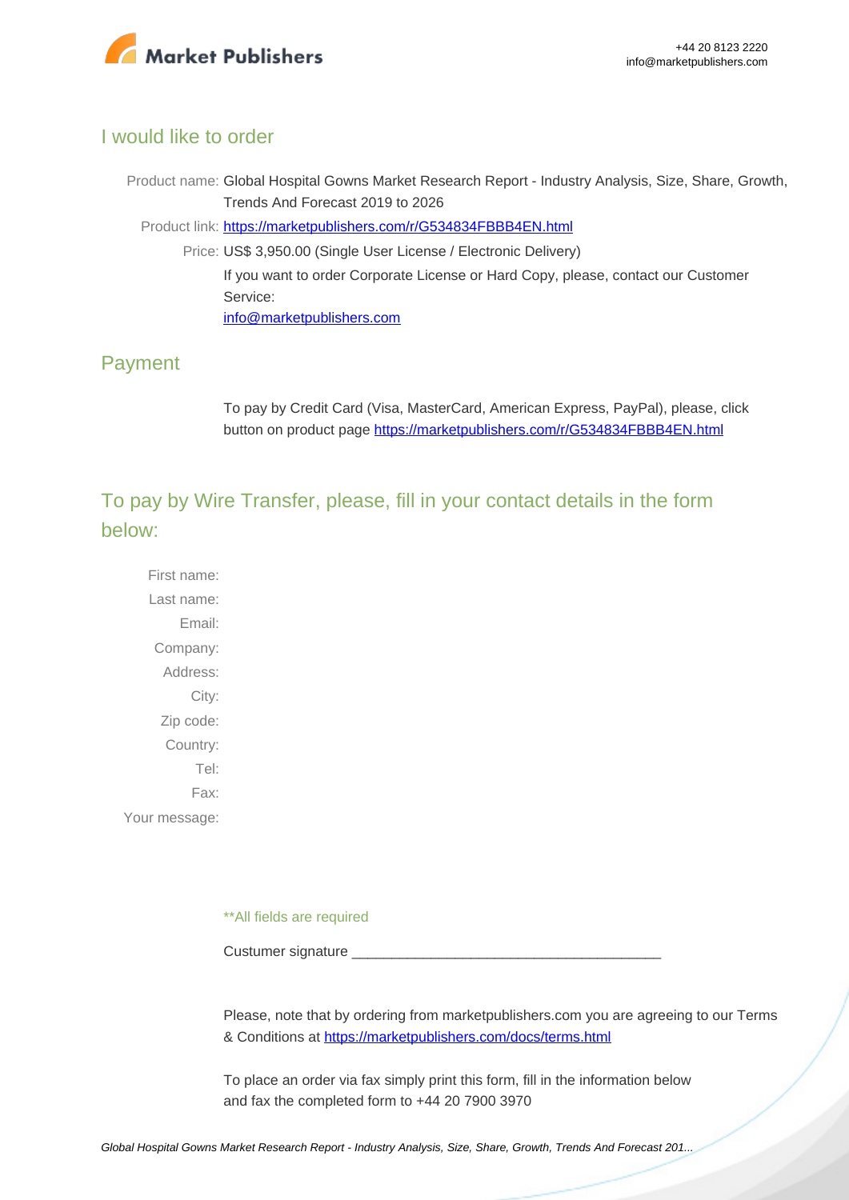## I would like to order

Product name: Global Hospital Gowns Market Research Report - Industry Analysis, Size, Share, Growth, Trends And Forecast 2019 to 2026

Product link: [https://marketpublishers.com/r/G534834FBBB4EN.html](https://marketpublishers.com/r/G534834FBBB4EN.html)

Price: US$ 3,950.00 (Single User License / Electronic Delivery)

If you want to order Corporate License or Hard Copy, please, contact our Customer Service:

[info@marketpublishers.com](mailto:info@marketpublishers.com)

## Payment

To pay by Credit Card (Visa, MasterCard, American Express, PayPal), please, click button on product page [https://marketpublishers.com/r/G534834FBBB4EN.html](https://marketpublishers.com/r/G534834FBBB4EN.html)

## To pay by Wire Transfer, please, fill in your contact details in the form below:

First name:

Last name:

Email:

Company:

Address:

City:

Zip code:

Country:

Tel:

Fax:

Your message:

**All fields are required

Custumer signature _______________________________________

Please, note that by ordering from marketpublishers.com you are agreeing to our Terms & Conditions at [https://marketpublishers.com/docs/terms.html](https://marketpublishers.com/docs/terms.html)

To place an order via fax simply print this form, fill in the information below and fax the completed form to +44 20 7900 3970